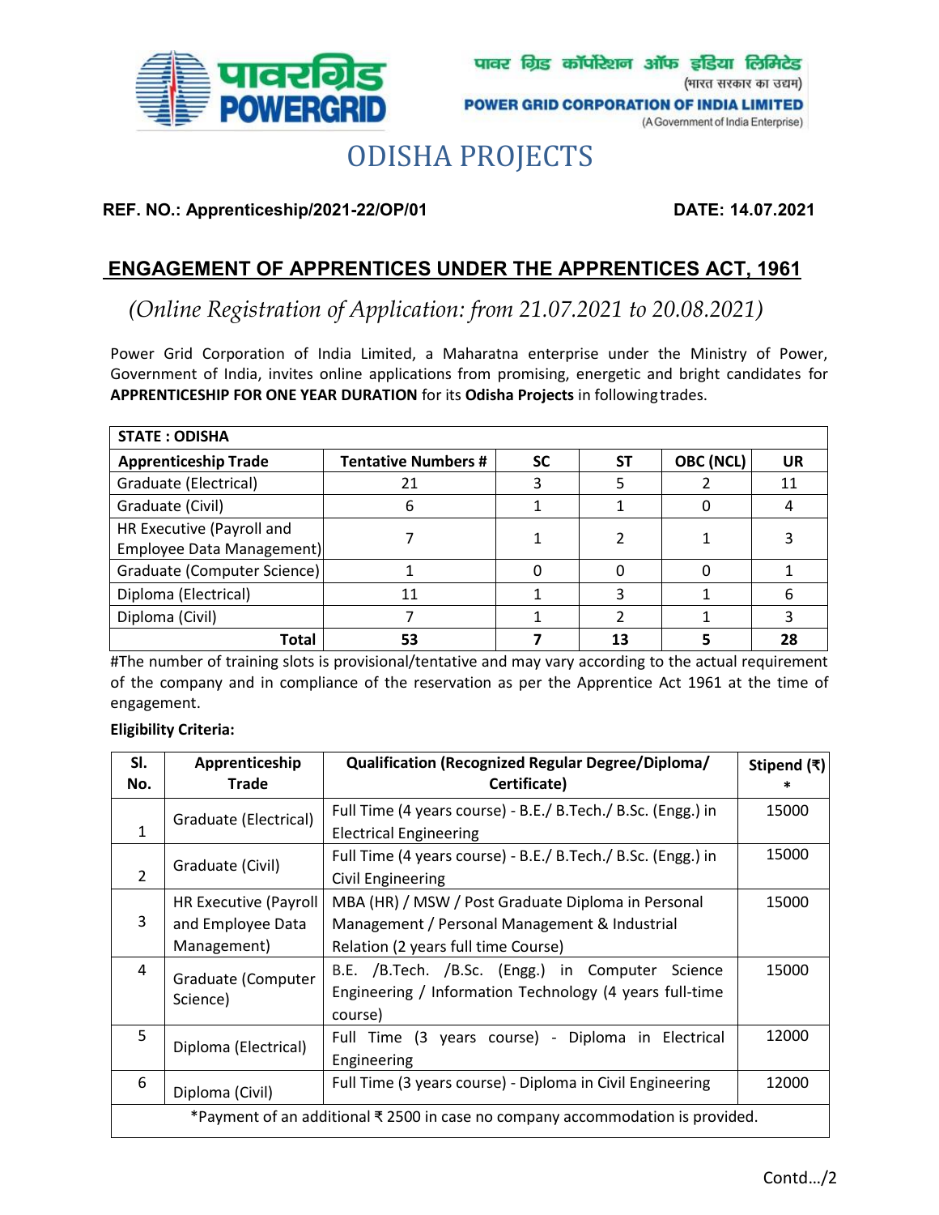पावर ग्रिड कॉर्पोरेशन ऑफ इंडिया लिमिटेड
(भारत सरकार का उद्यम)

**POWER GRID CORPORATION OF INDIA LIMITED**
(A Government of India Enterprise)

# ODISHA PROJECTS

**REF. NO.: Apprenticeship/2021-22/OP/01** **DATE: 14.07.2021**

## ENGAGEMENT OF APPRENTICES UNDER THE APPRENTICES ACT, 1961

*(Online Registration of Application: from 21.07.2021 to 20.08.2021)*

Power Grid Corporation of India Limited, a Maharatna enterprise under the Ministry of Power, Government of India, invites online applications from promising, energetic and bright candidates for **APPRENTICESHIP FOR ONE YEAR DURATION** for its **Odisha Projects** in following trades.

| STATE : ODISHA | | | | | |
|---|---|---|---|---|---|
| **Apprenticeship Trade** | **Tentative Numbers #** | **SC** | **ST** | **OBC (NCL)** | **UR** |
| Graduate (Electrical) | 21 | 3 | 5 | 2 | 11 |
| Graduate (Civil) | 6 | 1 | 1 | 0 | 4 |
| HR Executive (Payroll and Employee Data Management) | 7 | 1 | 2 | 1 | 3 |
| Graduate (Computer Science) | 1 | 0 | 0 | 0 | 1 |
| Diploma (Electrical) | 11 | 1 | 3 | 1 | 6 |
| Diploma (Civil) | 7 | 1 | 2 | 1 | 3 |
| **Total** | **53** | **7** | **13** | **5** | **28** |

#The number of training slots is provisional/tentative and may vary according to the actual requirement of the company and in compliance of the reservation as per the Apprentice Act 1961 at the time of engagement.

**Eligibility Criteria:**

| Sl. No. | Apprenticeship Trade | Qualification (Recognized Regular Degree/Diploma/ Certificate) | Stipend (₹) * |
|---|---|---|---|
| 1 | Graduate (Electrical) | Full Time (4 years course) - B.E./ B.Tech./ B.Sc. (Engg.) in Electrical Engineering | 15000 |
| 2 | Graduate (Civil) | Full Time (4 years course) - B.E./ B.Tech./ B.Sc. (Engg.) in Civil Engineering | 15000 |
| 3 | HR Executive (Payroll and Employee Data Management) | MBA (HR) / MSW / Post Graduate Diploma in Personal Management / Personal Management & Industrial Relation (2 years full time Course) | 15000 |
| 4 | Graduate (Computer Science) | B.E. /B.Tech. /B.Sc. (Engg.) in Computer Science Engineering / Information Technology (4 years full-time course) | 15000 |
| 5 | Diploma (Electrical) | Full Time (3 years course) - Diploma in Electrical Engineering | 12000 |
| 6 | Diploma (Civil) | Full Time (3 years course) - Diploma in Civil Engineering | 12000 |
| *Payment of an additional ₹ 2500 in case no company accommodation is provided. | | | |

Contd…/2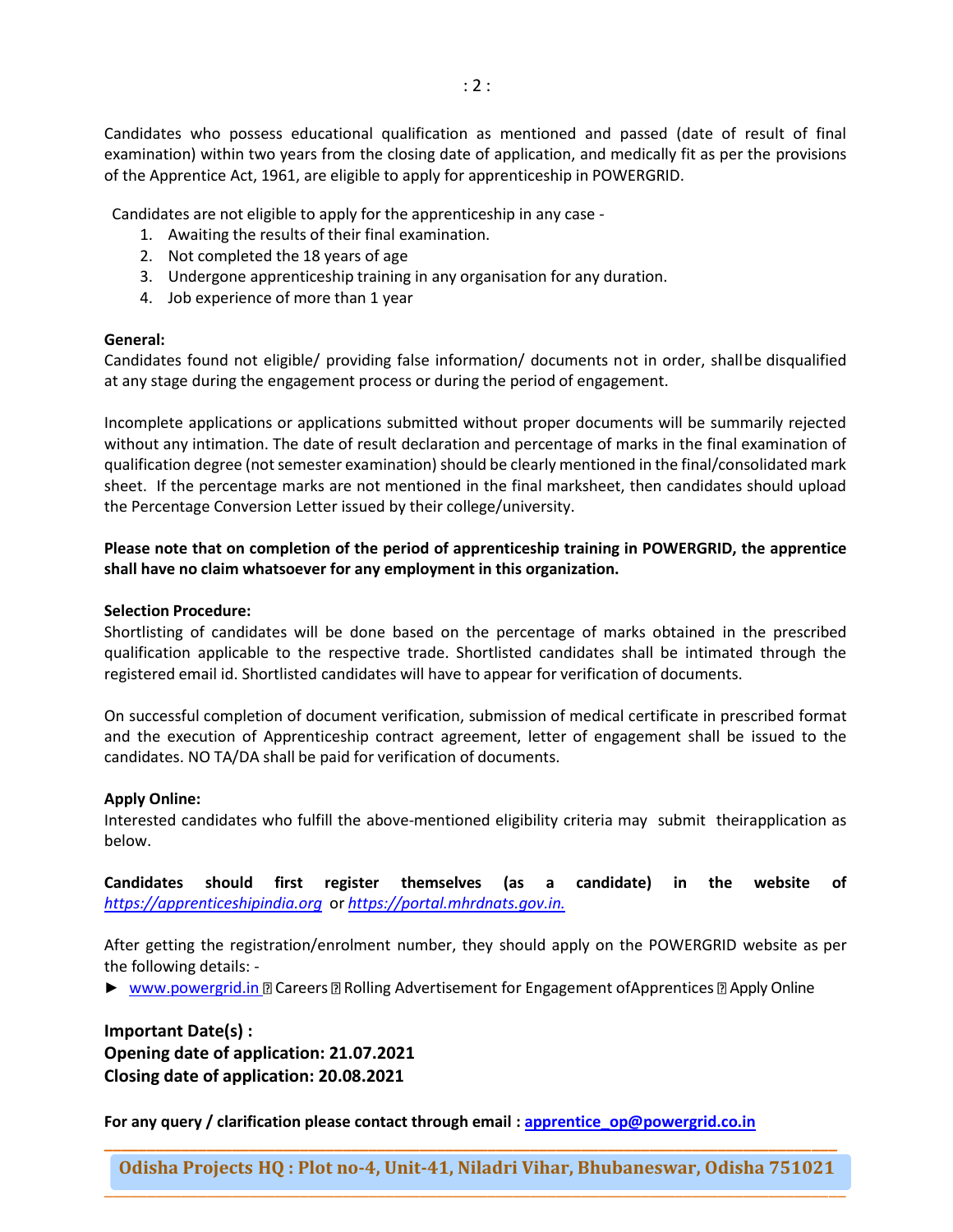Candidates who possess educational qualification as mentioned and passed (date of result of final examination) within two years from the closing date of application, and medically fit as per the provisions of the Apprentice Act, 1961, are eligible to apply for apprenticeship in POWERGRID.

Candidates are not eligible to apply for the apprenticeship in any case -

1. Awaiting the results of their final examination.
2. Not completed the 18 years of age
3. Undergone apprenticeship training in any organisation for any duration.
4. Job experience of more than 1 year

**General:**

Candidates found not eligible/ providing false information/ documents not in order, shallbe disqualified at any stage during the engagement process or during the period of engagement.

Incomplete applications or applications submitted without proper documents will be summarily rejected without any intimation. The date of result declaration and percentage of marks in the final examination of qualification degree (not semester examination) should be clearly mentioned in the final/consolidated mark sheet. If the percentage marks are not mentioned in the final marksheet, then candidates should upload the Percentage Conversion Letter issued by their college/university.

**Please note that on completion of the period of apprenticeship training in POWERGRID, the apprentice shall have no claim whatsoever for any employment in this organization.**

**Selection Procedure:**

Shortlisting of candidates will be done based on the percentage of marks obtained in the prescribed qualification applicable to the respective trade. Shortlisted candidates shall be intimated through the registered email id. Shortlisted candidates will have to appear for verification of documents.

On successful completion of document verification, submission of medical certificate in prescribed format and the execution of Apprenticeship contract agreement, letter of engagement shall be issued to the candidates. NO TA/DA shall be paid for verification of documents.

**Apply Online:**

Interested candidates who fulfill the above-mentioned eligibility criteria may submit theirapplication as below.

**Candidates should first register themselves (as a candidate) in the website of** ***https://apprenticeshipindia.org*** **or** ***https://portal.mhrdnats.gov.in.***

After getting the registration/enrolment number, they should apply on the POWERGRID website as per the following details: -

► www.powergrid.in  Careers  Rolling Advertisement for Engagement ofApprentices  Apply Online

**Important Date(s) :**
**Opening date of application: 21.07.2021**
**Closing date of application: 20.08.2021**

**For any query / clarification please contact through email : apprentice_op@powergrid.co.in**

**Odisha Projects HQ : Plot no-4, Unit-41, Niladri Vihar, Bhubaneswar, Odisha 751021**